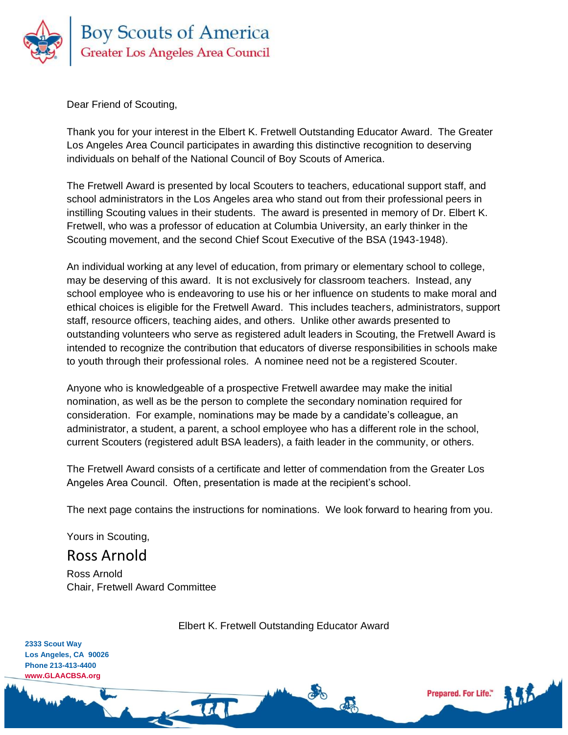# Boy Scouts of America
## Greater Los Angeles Area Council

Dear Friend of Scouting,

Thank you for your interest in the Elbert K. Fretwell Outstanding Educator Award. The Greater Los Angeles Area Council participates in awarding this distinctive recognition to deserving individuals on behalf of the National Council of Boy Scouts of America.

The Fretwell Award is presented by local Scouters to teachers, educational support staff, and school administrators in the Los Angeles area who stand out from their professional peers in instilling Scouting values in their students. The award is presented in memory of Dr. Elbert K. Fretwell, who was a professor of education at Columbia University, an early thinker in the Scouting movement, and the second Chief Scout Executive of the BSA (1943-1948).

An individual working at any level of education, from primary or elementary school to college, may be deserving of this award. It is not exclusively for classroom teachers. Instead, any school employee who is endeavoring to use his or her influence on students to make moral and ethical choices is eligible for the Fretwell Award. This includes teachers, administrators, support staff, resource officers, teaching aides, and others. Unlike other awards presented to outstanding volunteers who serve as registered adult leaders in Scouting, the Fretwell Award is intended to recognize the contribution that educators of diverse responsibilities in schools make to youth through their professional roles. A nominee need not be a registered Scouter.

Anyone who is knowledgeable of a prospective Fretwell awardee may make the initial nomination, as well as be the person to complete the secondary nomination required for consideration. For example, nominations may be made by a candidate's colleague, an administrator, a student, a parent, a school employee who has a different role in the school, current Scouters (registered adult BSA leaders), a faith leader in the community, or others.

The Fretwell Award consists of a certificate and letter of commendation from the Greater Los Angeles Area Council. Often, presentation is made at the recipient's school.

The next page contains the instructions for nominations. We look forward to hearing from you.

Yours in Scouting,

Ross Arnold

Ross Arnold
Chair, Fretwell Award Committee

Elbert K. Fretwell Outstanding Educator Award

2333 Scout Way
Los Angeles, CA 90026
Phone 213-413-4400
www.GLAACBSA.org

Prepared. For Life.™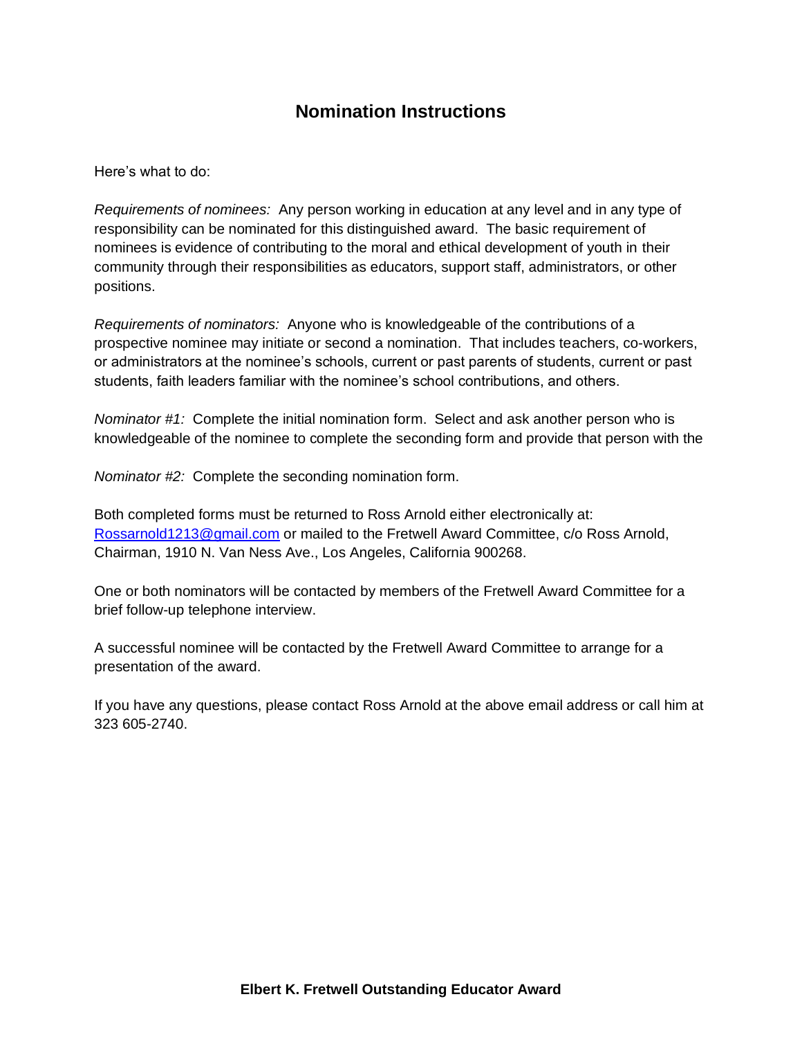# Nomination Instructions

Here's what to do:

*Requirements of nominees:* Any person working in education at any level and in any type of responsibility can be nominated for this distinguished award. The basic requirement of nominees is evidence of contributing to the moral and ethical development of youth in their community through their responsibilities as educators, support staff, administrators, or other positions.

*Requirements of nominators:* Anyone who is knowledgeable of the contributions of a prospective nominee may initiate or second a nomination. That includes teachers, co-workers, or administrators at the nominee's schools, current or past parents of students, current or past students, faith leaders familiar with the nominee's school contributions, and others.

*Nominator #1:* Complete the initial nomination form. Select and ask another person who is knowledgeable of the nominee to complete the seconding form and provide that person with the

*Nominator #2:* Complete the seconding nomination form.

Both completed forms must be returned to Ross Arnold either electronically at: Rossarnold1213@gmail.com or mailed to the Fretwell Award Committee, c/o Ross Arnold, Chairman, 1910 N. Van Ness Ave., Los Angeles, California 900268.

One or both nominators will be contacted by members of the Fretwell Award Committee for a brief follow-up telephone interview.

A successful nominee will be contacted by the Fretwell Award Committee to arrange for a presentation of the award.

If you have any questions, please contact Ross Arnold at the above email address or call him at 323 605-2740.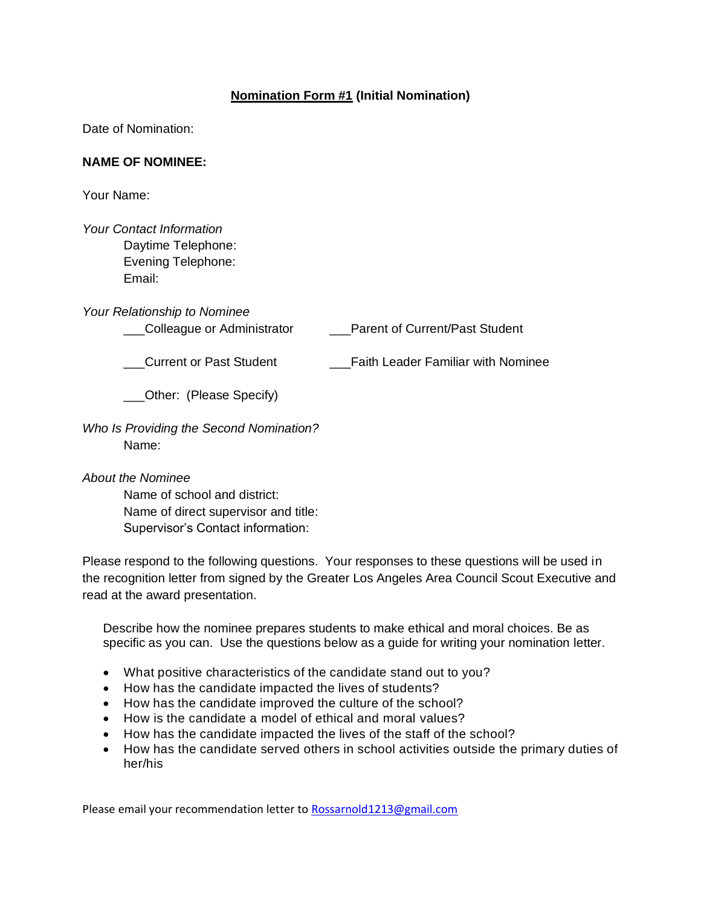# **<u>Nomination Form #1</u> (Initial Nomination)**

Date of Nomination:

**NAME OF NOMINEE:**

Your Name:

*Your Contact Information*

Daytime Telephone:
Evening Telephone:
Email:

*Your Relationship to Nominee*

___Colleague or Administrator ___Parent of Current/Past Student

___Current or Past Student ___Faith Leader Familiar with Nominee

___Other: (Please Specify)

*Who Is Providing the Second Nomination?*

Name:

*About the Nominee*

Name of school and district:
Name of direct supervisor and title:
Supervisor's Contact information:

Please respond to the following questions. Your responses to these questions will be used in the recognition letter from signed by the Greater Los Angeles Area Council Scout Executive and read at the award presentation.

Describe how the nominee prepares students to make ethical and moral choices. Be as specific as you can. Use the questions below as a guide for writing your nomination letter.

- What positive characteristics of the candidate stand out to you?
- How has the candidate impacted the lives of students?
- How has the candidate improved the culture of the school?
- How is the candidate a model of ethical and moral values?
- How has the candidate impacted the lives of the staff of the school?
- How has the candidate served others in school activities outside the primary duties of her/his

Please email your recommendation letter to [Rossarnold1213@gmail.com](mailto:Rossarnold1213@gmail.com)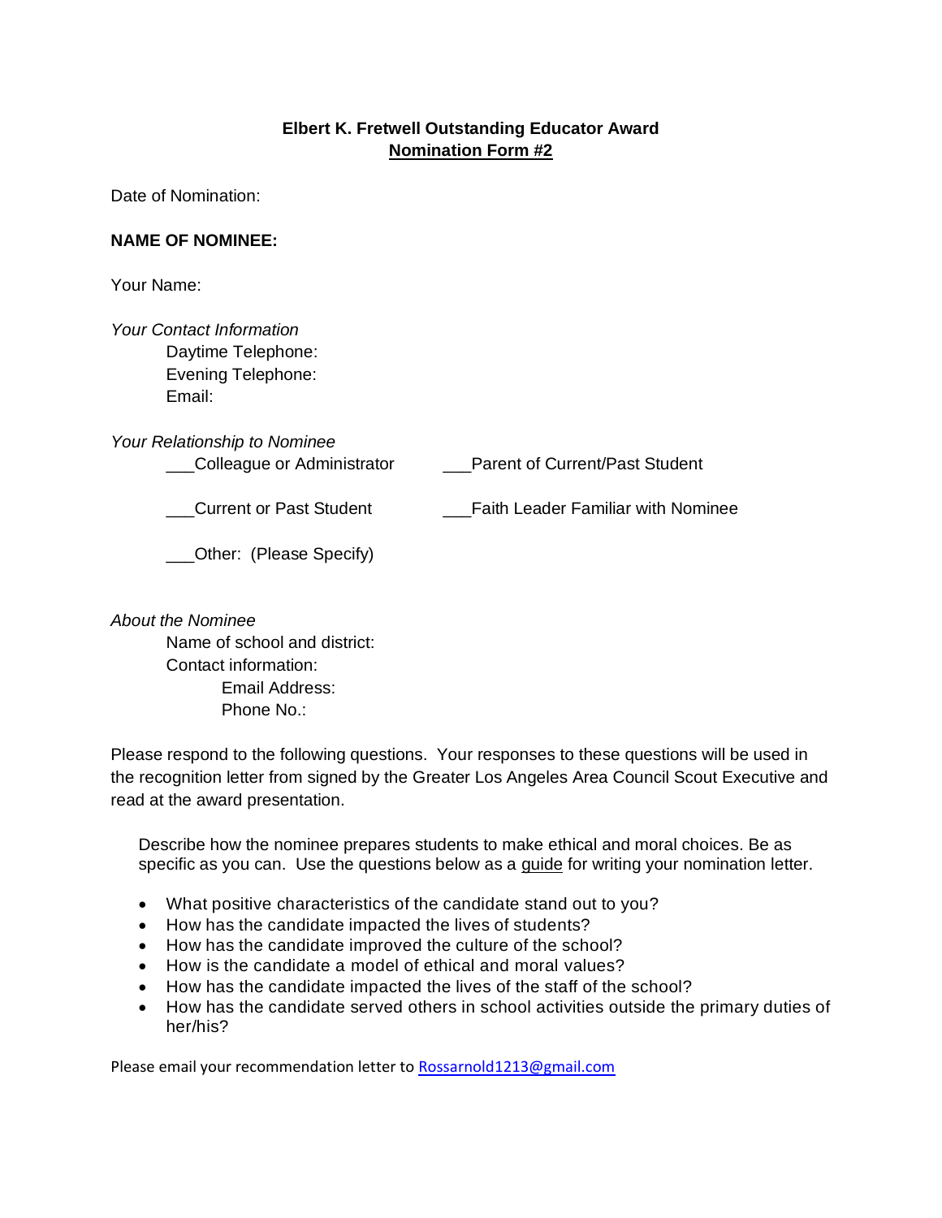**Elbert K. Fretwell Outstanding Educator Award**
**Nomination Form #2**

Date of Nomination:

**NAME OF NOMINEE:**

Your Name:

*Your Contact Information*

Daytime Telephone:
Evening Telephone:
Email:

*Your Relationship to Nominee*

___Colleague or Administrator ___Parent of Current/Past Student

___Current or Past Student ___Faith Leader Familiar with Nominee

___Other: (Please Specify)

*About the Nominee*

Name of school and district:
Contact information:
Email Address:
Phone No.:

Please respond to the following questions. Your responses to these questions will be used in the recognition letter from signed by the Greater Los Angeles Area Council Scout Executive and read at the award presentation.

Describe how the nominee prepares students to make ethical and moral choices. Be as specific as you can. Use the questions below as a guide for writing your nomination letter.

- What positive characteristics of the candidate stand out to you?
- How has the candidate impacted the lives of students?
- How has the candidate improved the culture of the school?
- How is the candidate a model of ethical and moral values?
- How has the candidate impacted the lives of the staff of the school?
- How has the candidate served others in school activities outside the primary duties of her/his?

Please email your recommendation letter to Rossarnold1213@gmail.com